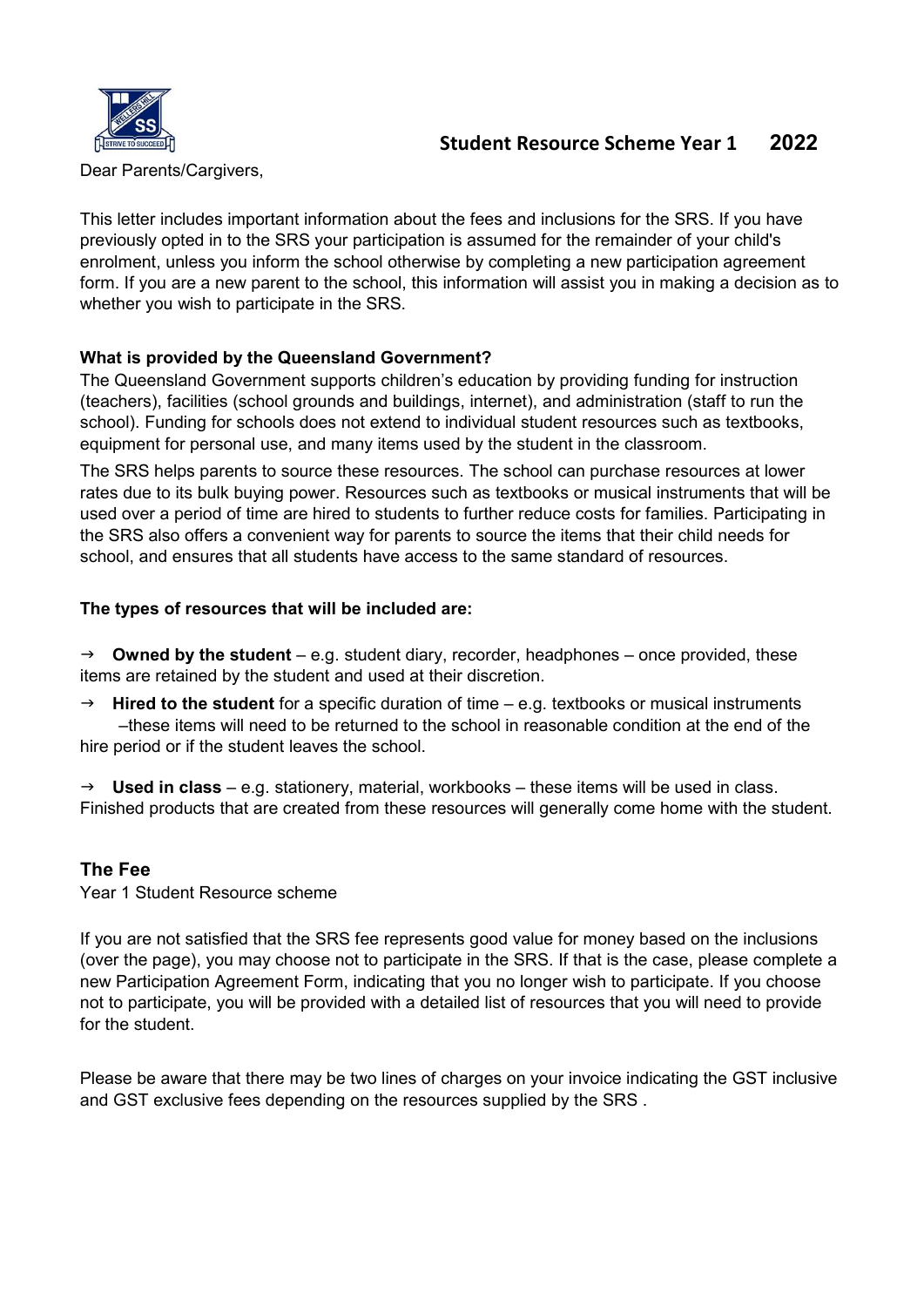# Student Resource Scheme Year 1 2022

Dear Parents/Cargivers,

This letter includes important information about the fees and inclusions for the SRS. If you have previously opted in to the SRS your participation is assumed for the remainder of your child's enrolment, unless you inform the school otherwise by completing a new participation agreement form. If you are a new parent to the school, this information will assist you in making a decision as to whether you wish to participate in the SRS.

**What is provided by the Queensland Government?**

The Queensland Government supports children's education by providing funding for instruction (teachers), facilities (school grounds and buildings, internet), and administration (staff to run the school). Funding for schools does not extend to individual student resources such as textbooks, equipment for personal use, and many items used by the student in the classroom.

The SRS helps parents to source these resources. The school can purchase resources at lower rates due to its bulk buying power. Resources such as textbooks or musical instruments that will be used over a period of time are hired to students to further reduce costs for families. Participating in the SRS also offers a convenient way for parents to source the items that their child needs for school, and ensures that all students have access to the same standard of resources.

**The types of resources that will be included are:**

→ **Owned by the student** – e.g. student diary, recorder, headphones – once provided, these items are retained by the student and used at their discretion.

→ **Hired to the student** for a specific duration of time – e.g. textbooks or musical instruments –these items will need to be returned to the school in reasonable condition at the end of the hire period or if the student leaves the school.

→ **Used in class** – e.g. stationery, material, workbooks – these items will be used in class. Finished products that are created from these resources will generally come home with the student.

## The Fee

Year 1 Student Resource scheme

If you are not satisfied that the SRS fee represents good value for money based on the inclusions (over the page), you may choose not to participate in the SRS. If that is the case, please complete a new Participation Agreement Form, indicating that you no longer wish to participate. If you choose not to participate, you will be provided with a detailed list of resources that you will need to provide for the student.

Please be aware that there may be two lines of charges on your invoice indicating the GST inclusive and GST exclusive fees depending on the resources supplied by the SRS .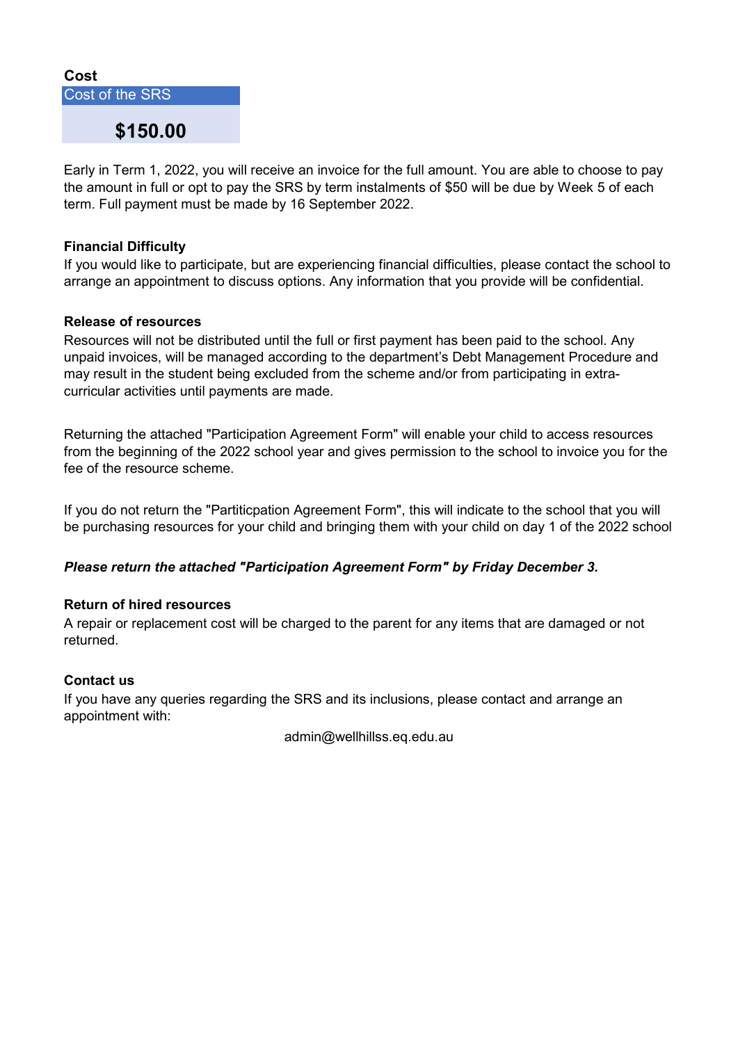### Cost

| Cost of the SRS |
| --- |
| **$150.00** |

Early in Term 1, 2022, you will receive an invoice for the full amount. You are able to choose to pay the amount in full or opt to pay the SRS by term instalments of $50 will be due by Week 5 of each term. Full payment must be made by 16 September 2022.

**Financial Difficulty**

If you would like to participate, but are experiencing financial difficulties, please contact the school to arrange an appointment to discuss options. Any information that you provide will be confidential.

**Release of resources**

Resources will not be distributed until the full or first payment has been paid to the school. Any unpaid invoices, will be managed according to the department's Debt Management Procedure and may result in the student being excluded from the scheme and/or from participating in extra-curricular activities until payments are made.

Returning the attached "Participation Agreement Form" will enable your child to access resources from the beginning of the 2022 school year and gives permission to the school to invoice you for the fee of the resource scheme.

If you do not return the "Partiticpation Agreement Form", this will indicate to the school that you will be purchasing resources for your child and bringing them with your child on day 1 of the 2022 school

***Please return the attached "Participation Agreement Form" by Friday December 3.***

**Return of hired resources**

A repair or replacement cost will be charged to the parent for any items that are damaged or not returned.

**Contact us**

If you have any queries regarding the SRS and its inclusions, please contact and arrange an appointment with:

admin@wellhillss.eq.edu.au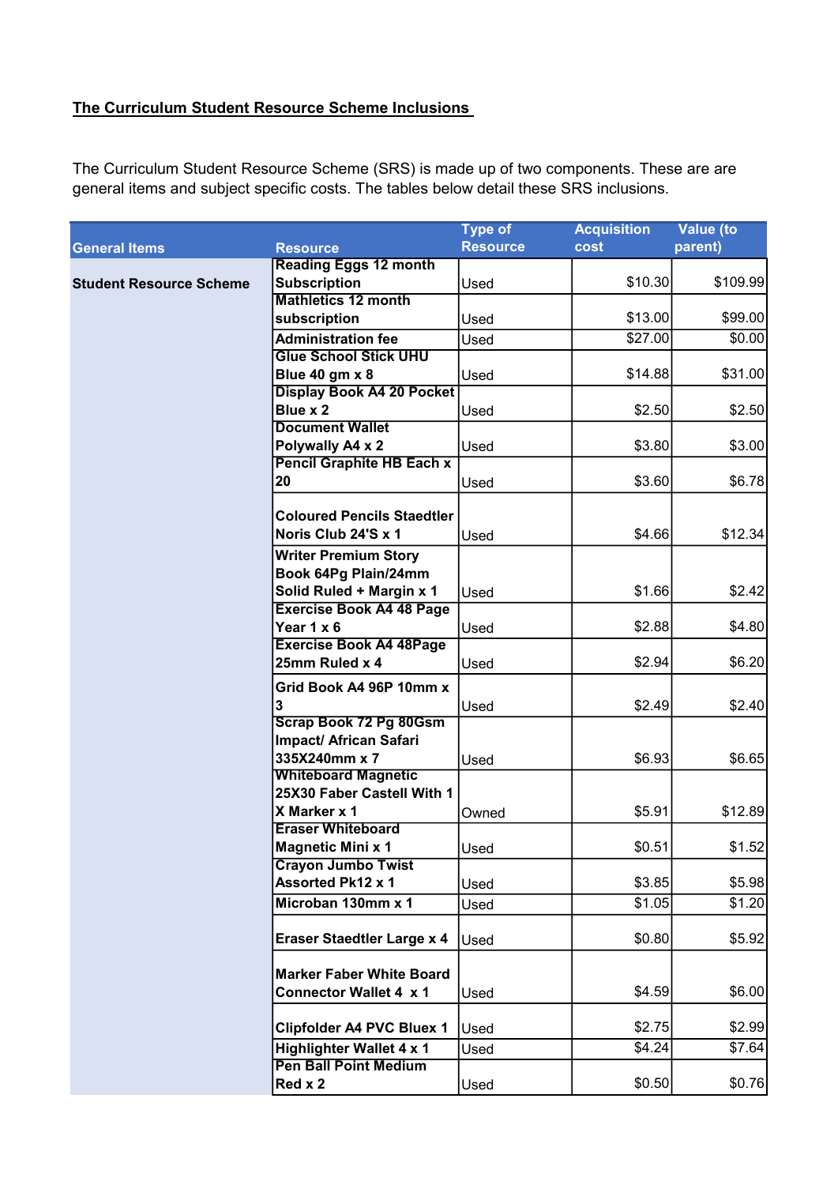**The Curriculum Student Resource Scheme Inclusions**

The Curriculum Student Resource Scheme (SRS) is made up of two components. These are are general items and subject specific costs. The tables below detail these SRS inclusions.

| General Items | Resource | Type of Resource | Acquisition cost | Value (to parent) |
|---|---|---|---|---|
| **Student Resource Scheme** | **Reading Eggs 12 month Subscription** | Used | $10.30 | $109.99 |
| | **Mathletics 12 month subscription** | Used | $13.00 | $99.00 |
| | **Administration fee** | Used | $27.00 | $0.00 |
| | **Glue School Stick UHU Blue 40 gm x 8** | Used | $14.88 | $31.00 |
| | **Display Book A4 20 Pocket Blue x 2** | Used | $2.50 | $2.50 |
| | **Document Wallet Polywally A4 x 2** | Used | $3.80 | $3.00 |
| | **Pencil Graphite HB Each x 20** | Used | $3.60 | $6.78 |
| | **Coloured Pencils Staedtler Noris Club 24'S x 1** | Used | $4.66 | $12.34 |
| | **Writer Premium Story Book 64Pg Plain/24mm Solid Ruled + Margin x 1** | Used | $1.66 | $2.42 |
| | **Exercise Book A4 48 Page Year 1 x 6** | Used | $2.88 | $4.80 |
| | **Exercise Book A4 48Page 25mm Ruled x 4** | Used | $2.94 | $6.20 |
| | **Grid Book A4 96P 10mm x 3** | Used | $2.49 | $2.40 |
| | **Scrap Book 72 Pg 80Gsm Impact/ African Safari 335X240mm x 7** | Used | $6.93 | $6.65 |
| | **Whiteboard Magnetic 25X30 Faber Castell With 1 X Marker x 1** | Owned | $5.91 | $12.89 |
| | **Eraser Whiteboard Magnetic Mini x 1** | Used | $0.51 | $1.52 |
| | **Crayon Jumbo Twist Assorted Pk12 x 1** | Used | $3.85 | $5.98 |
| | **Microban 130mm x 1** | Used | $1.05 | $1.20 |
| | **Eraser Staedtler Large x 4** | Used | $0.80 | $5.92 |
| | **Marker Faber White Board Connector Wallet 4 x 1** | Used | $4.59 | $6.00 |
| | **Clipfolder A4 PVC Bluex 1** | Used | $2.75 | $2.99 |
| | **Highlighter Wallet 4 x 1** | Used | $4.24 | $7.64 |
| | **Pen Ball Point Medium Red x 2** | Used | $0.50 | $0.76 |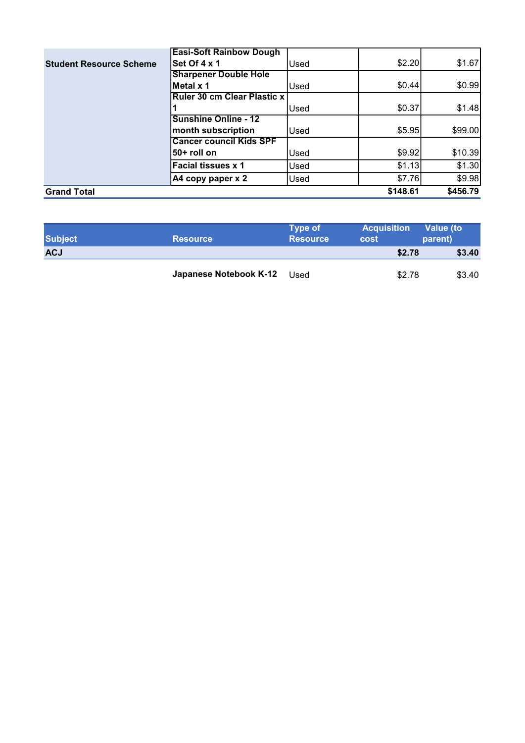| | | | | |
|---|---|---|---|---|
| Student Resource Scheme | Easi-Soft Rainbow Dough Set Of 4 x 1 | Used | $2.20 | $1.67 |
| | Sharpener Double Hole Metal x 1 | Used | $0.44 | $0.99 |
| | Ruler 30 cm Clear Plastic x 1 | Used | $0.37 | $1.48 |
| | Sunshine Online - 12 month subscription | Used | $5.95 | $99.00 |
| | Cancer council Kids SPF 50+ roll on | Used | $9.92 | $10.39 |
| | Facial tissues x 1 | Used | $1.13 | $1.30 |
| | A4 copy paper x 2 | Used | $7.76 | $9.98 |
| **Grand Total** | | | **$148.61** | **$456.79** |

| Subject | Resource | Type of Resource | Acquisition cost | Value (to parent) |
|---|---|---|---|---|
| **ACJ** | | | **$2.78** | **$3.40** |
| | **Japanese Notebook K-12** | Used | $2.78 | $3.40 |